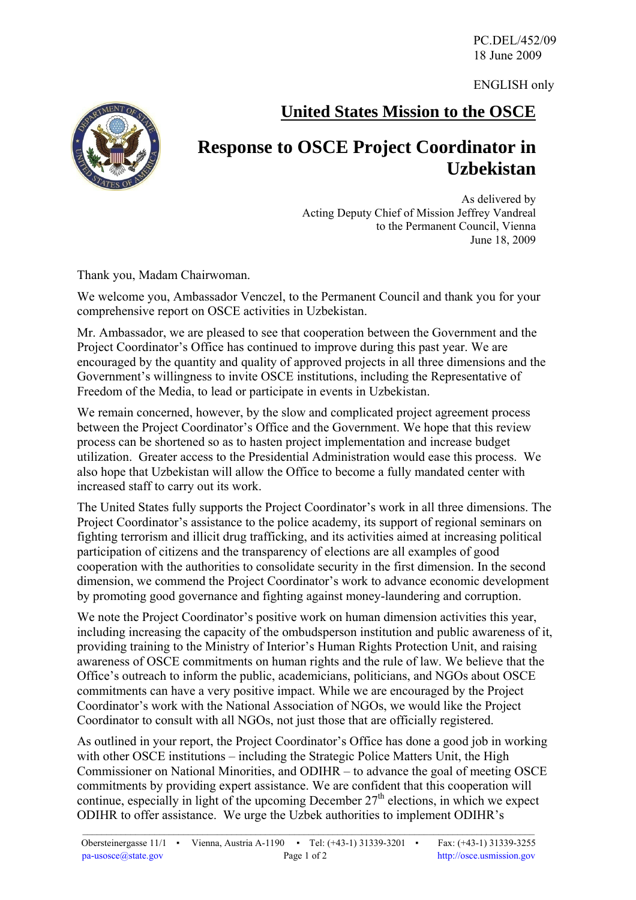PC.DEL/452/09
18 June 2009

ENGLISH only

# United States Mission to the OSCE

# Response to OSCE Project Coordinator in Uzbekistan

As delivered by
Acting Deputy Chief of Mission Jeffrey Vandreal
to the Permanent Council, Vienna
June 18, 2009

Thank you, Madam Chairwoman.

We welcome you, Ambassador Venczel, to the Permanent Council and thank you for your comprehensive report on OSCE activities in Uzbekistan.

Mr. Ambassador, we are pleased to see that cooperation between the Government and the Project Coordinator's Office has continued to improve during this past year. We are encouraged by the quantity and quality of approved projects in all three dimensions and the Government's willingness to invite OSCE institutions, including the Representative of Freedom of the Media, to lead or participate in events in Uzbekistan.

We remain concerned, however, by the slow and complicated project agreement process between the Project Coordinator's Office and the Government. We hope that this review process can be shortened so as to hasten project implementation and increase budget utilization. Greater access to the Presidential Administration would ease this process. We also hope that Uzbekistan will allow the Office to become a fully mandated center with increased staff to carry out its work.

The United States fully supports the Project Coordinator's work in all three dimensions. The Project Coordinator's assistance to the police academy, its support of regional seminars on fighting terrorism and illicit drug trafficking, and its activities aimed at increasing political participation of citizens and the transparency of elections are all examples of good cooperation with the authorities to consolidate security in the first dimension. In the second dimension, we commend the Project Coordinator's work to advance economic development by promoting good governance and fighting against money-laundering and corruption.

We note the Project Coordinator's positive work on human dimension activities this year, including increasing the capacity of the ombudsperson institution and public awareness of it, providing training to the Ministry of Interior's Human Rights Protection Unit, and raising awareness of OSCE commitments on human rights and the rule of law. We believe that the Office's outreach to inform the public, academicians, politicians, and NGOs about OSCE commitments can have a very positive impact. While we are encouraged by the Project Coordinator's work with the National Association of NGOs, we would like the Project Coordinator to consult with all NGOs, not just those that are officially registered.

As outlined in your report, the Project Coordinator's Office has done a good job in working with other OSCE institutions – including the Strategic Police Matters Unit, the High Commissioner on National Minorities, and ODIHR – to advance the goal of meeting OSCE commitments by providing expert assistance. We are confident that this cooperation will continue, especially in light of the upcoming December 27th elections, in which we expect ODIHR to offer assistance. We urge the Uzbek authorities to implement ODIHR's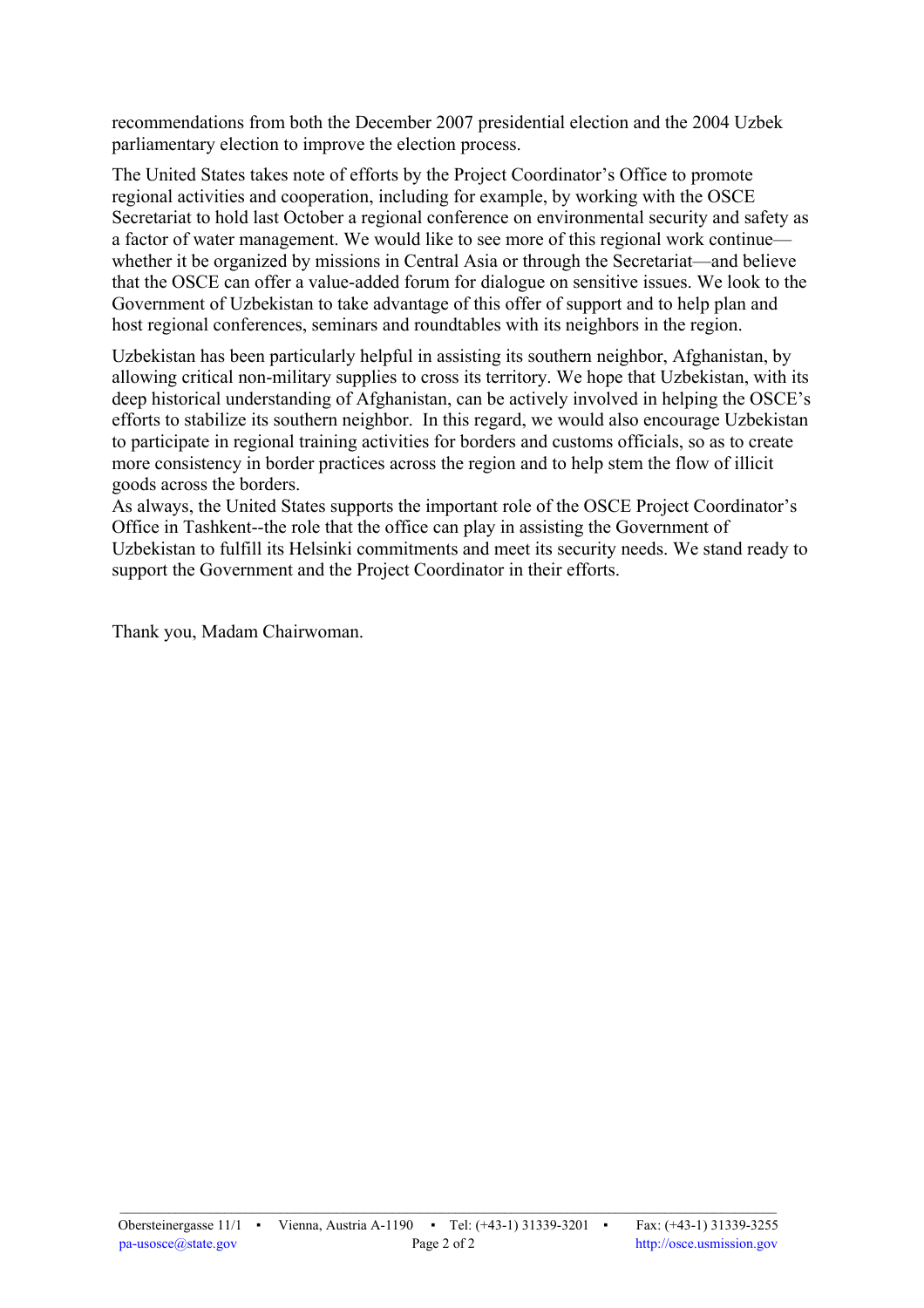recommendations from both the December 2007 presidential election and the 2004 Uzbek parliamentary election to improve the election process.

The United States takes note of efforts by the Project Coordinator's Office to promote regional activities and cooperation, including for example, by working with the OSCE Secretariat to hold last October a regional conference on environmental security and safety as a factor of water management. We would like to see more of this regional work continue—whether it be organized by missions in Central Asia or through the Secretariat—and believe that the OSCE can offer a value-added forum for dialogue on sensitive issues. We look to the Government of Uzbekistan to take advantage of this offer of support and to help plan and host regional conferences, seminars and roundtables with its neighbors in the region.

Uzbekistan has been particularly helpful in assisting its southern neighbor, Afghanistan, by allowing critical non-military supplies to cross its territory. We hope that Uzbekistan, with its deep historical understanding of Afghanistan, can be actively involved in helping the OSCE's efforts to stabilize its southern neighbor. In this regard, we would also encourage Uzbekistan to participate in regional training activities for borders and customs officials, so as to create more consistency in border practices across the region and to help stem the flow of illicit goods across the borders.

As always, the United States supports the important role of the OSCE Project Coordinator's Office in Tashkent--the role that the office can play in assisting the Government of Uzbekistan to fulfill its Helsinki commitments and meet its security needs. We stand ready to support the Government and the Project Coordinator in their efforts.

Thank you, Madam Chairwoman.